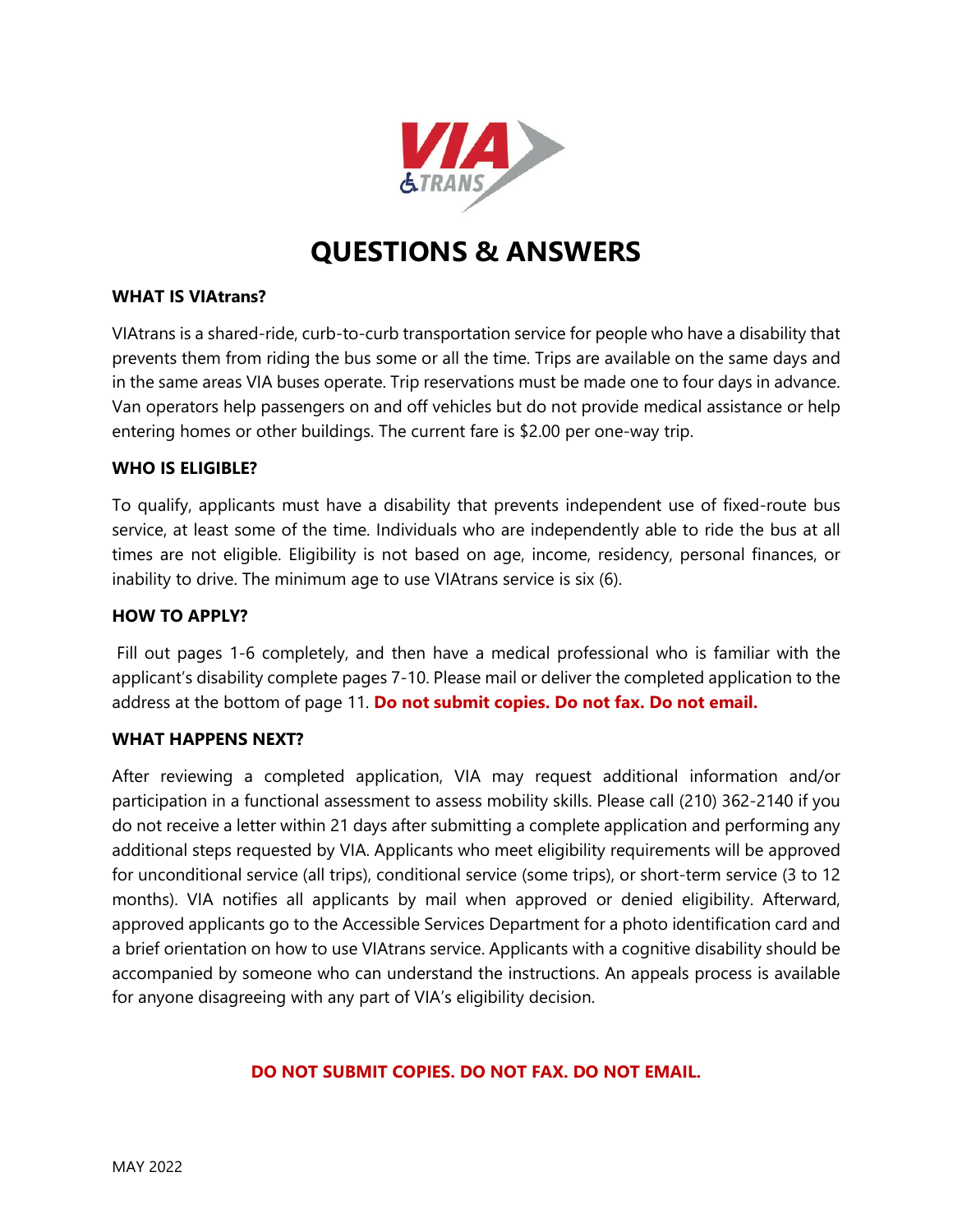# QUESTIONS & ANSWERS

**WHAT IS VIAtrans?**

VIAtrans is a shared-ride, curb-to-curb transportation service for people who have a disability that prevents them from riding the bus some or all the time. Trips are available on the same days and in the same areas VIA buses operate. Trip reservations must be made one to four days in advance. Van operators help passengers on and off vehicles but do not provide medical assistance or help entering homes or other buildings. The current fare is $2.00 per one-way trip.

**WHO IS ELIGIBLE?**

To qualify, applicants must have a disability that prevents independent use of fixed-route bus service, at least some of the time. Individuals who are independently able to ride the bus at all times are not eligible. Eligibility is not based on age, income, residency, personal finances, or inability to drive. The minimum age to use VIAtrans service is six (6).

**HOW TO APPLY?**

Fill out pages 1-6 completely, and then have a medical professional who is familiar with the applicant's disability complete pages 7-10. Please mail or deliver the completed application to the address at the bottom of page 11. **Do not submit copies. Do not fax. Do not email.**

**WHAT HAPPENS NEXT?**

After reviewing a completed application, VIA may request additional information and/or participation in a functional assessment to assess mobility skills. Please call (210) 362-2140 if you do not receive a letter within 21 days after submitting a complete application and performing any additional steps requested by VIA. Applicants who meet eligibility requirements will be approved for unconditional service (all trips), conditional service (some trips), or short-term service (3 to 12 months). VIA notifies all applicants by mail when approved or denied eligibility. Afterward, approved applicants go to the Accessible Services Department for a photo identification card and a brief orientation on how to use VIAtrans service. Applicants with a cognitive disability should be accompanied by someone who can understand the instructions. An appeals process is available for anyone disagreeing with any part of VIA's eligibility decision.

**DO NOT SUBMIT COPIES. DO NOT FAX. DO NOT EMAIL.**

MAY 2022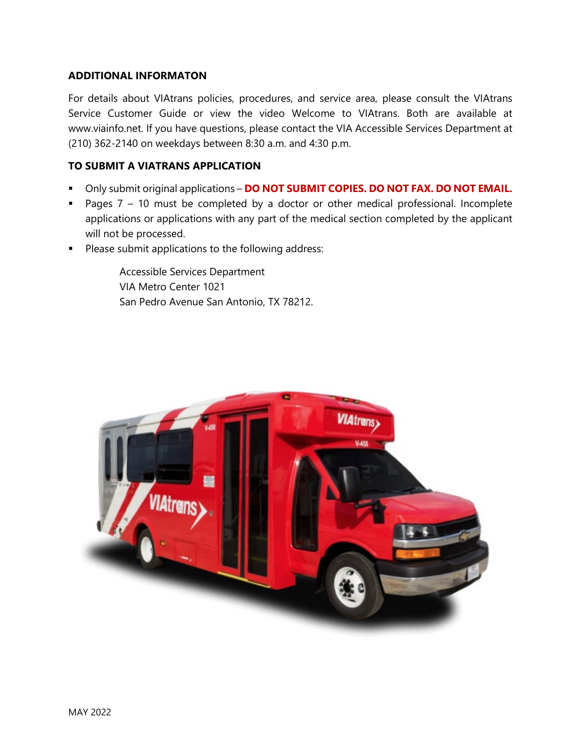**ADDITIONAL INFORMATON**

For details about VIAtrans policies, procedures, and service area, please consult the VIAtrans Service Customer Guide or view the video Welcome to VIAtrans. Both are available at www.viainfo.net. If you have questions, please contact the VIA Accessible Services Department at (210) 362-2140 on weekdays between 8:30 a.m. and 4:30 p.m.

**TO SUBMIT A VIATRANS APPLICATION**

- Only submit original applications – **DO NOT SUBMIT COPIES. DO NOT FAX. DO NOT EMAIL.**
- Pages 7 – 10 must be completed by a doctor or other medical professional. Incomplete applications or applications with any part of the medical section completed by the applicant will not be processed.
- Please submit applications to the following address:

    Accessible Services Department
    VIA Metro Center 1021
    San Pedro Avenue San Antonio, TX 78212.

MAY 2022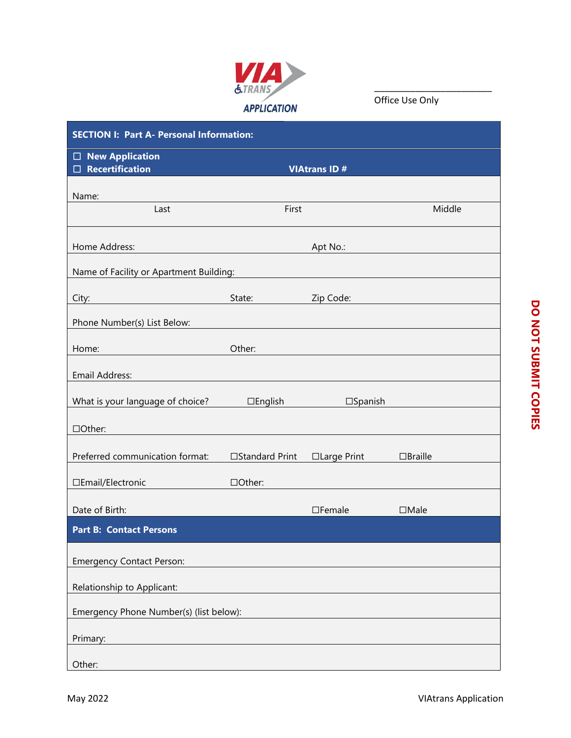**VIA**
**TRANS**
**APPLICATION**

_______________________
Office Use Only

**DO NOT SUBMIT COPIES**

## SECTION I: Part A- Personal Information:

☐ **New Application**
☐ **Recertification** **VIAtrans ID #**

Name:

| Last | First | Middle |
|---|---|---|
| | | |

Home Address: Apt No.:

Name of Facility or Apartment Building:

City: State: Zip Code:

Phone Number(s) List Below:

Home: Other:

Email Address:

What is your language of choice? ☐English ☐Spanish

☐Other:

Preferred communication format: ☐Standard Print ☐Large Print ☐Braille

☐Email/Electronic ☐Other:

Date of Birth: ☐Female ☐Male

## Part B: Contact Persons

Emergency Contact Person:

Relationship to Applicant:

Emergency Phone Number(s) (list below):

Primary:

Other:

May 2022 VIAtrans Application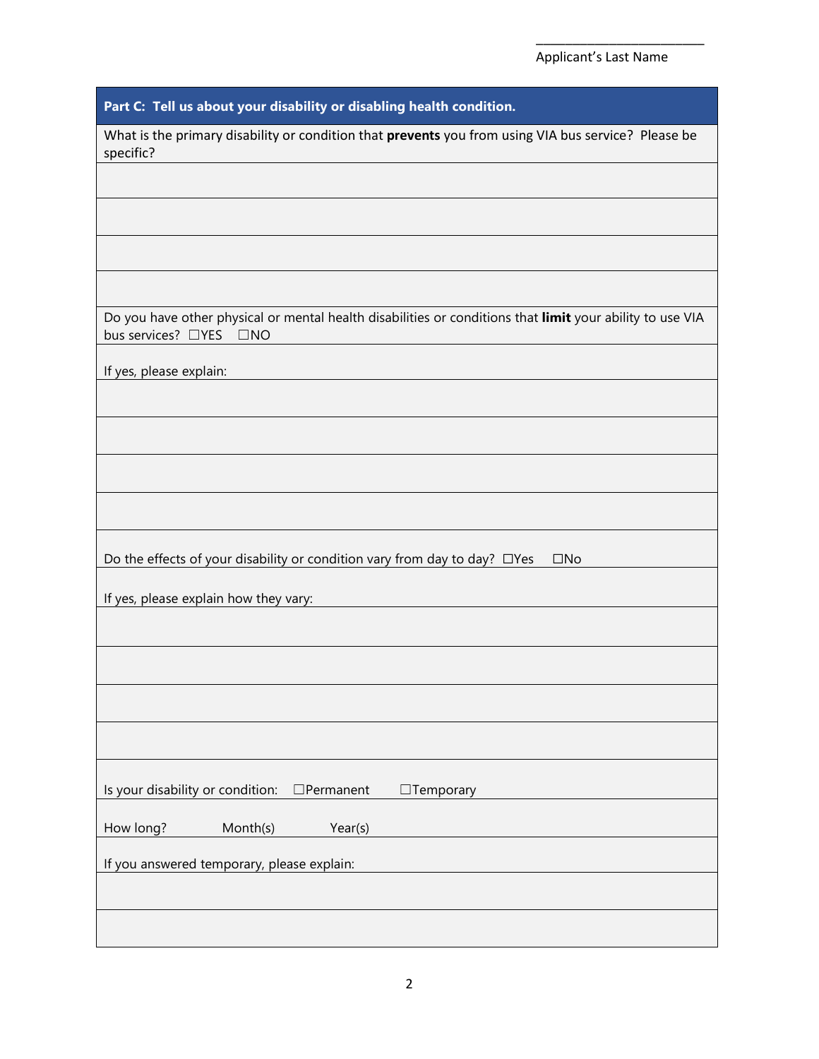________________________
Applicant's Last Name

## Part C: Tell us about your disability or disabling health condition.

What is the primary disability or condition that **prevents** you from using VIA bus service? Please be specific?

Do you have other physical or mental health disabilities or conditions that **limit** your ability to use VIA bus services? ☐YES ☐NO

If yes, please explain:

Do the effects of your disability or condition vary from day to day? ☐Yes ☐No

If yes, please explain how they vary:

Is your disability or condition: ☐Permanent ☐Temporary

How long? Month(s) Year(s)

If you answered temporary, please explain: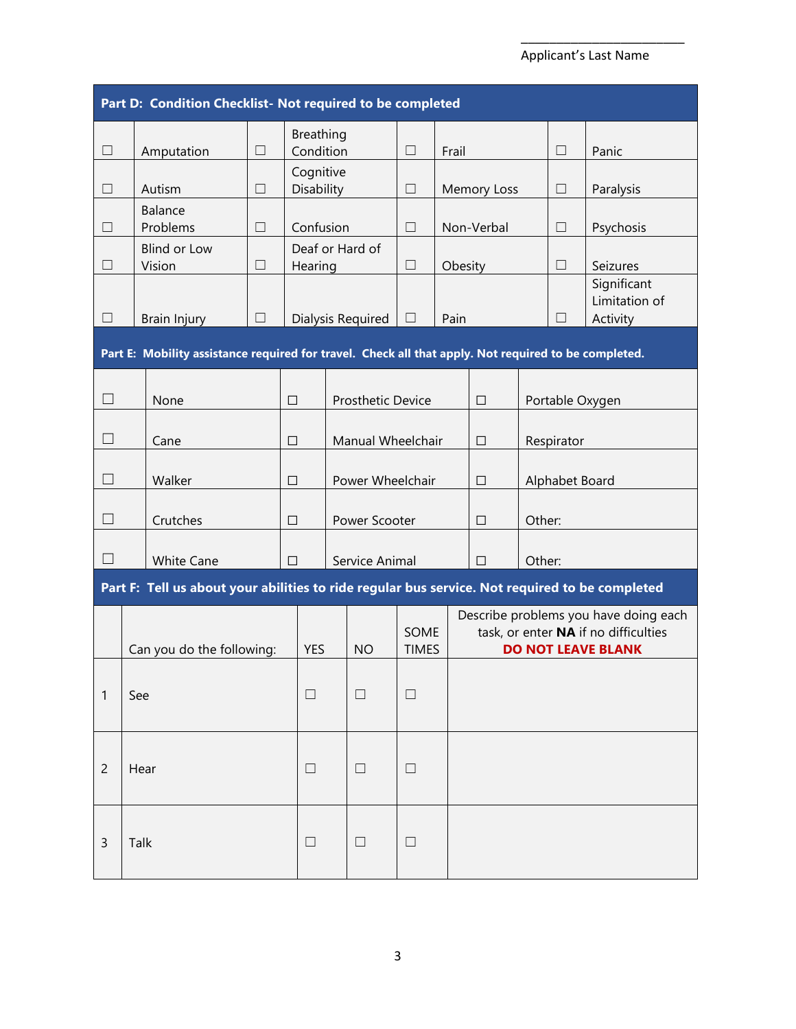\_\_\_\_\_\_\_\_\_\_\_\_\_\_\_\_\_\_\_\_\_\_\_\_\_\_

Applicant's Last Name

## Part D: Condition Checklist- Not required to be completed

| | | | | | | | |
|---|---|---|---|---|---|---|---|
| ☐ | Amputation | ☐ | Breathing Condition | ☐ | Frail | ☐ | Panic |
| ☐ | Autism | ☐ | Cognitive Disability | ☐ | Memory Loss | ☐ | Paralysis |
| ☐ | Balance Problems | ☐ | Confusion | ☐ | Non-Verbal | ☐ | Psychosis |
| ☐ | Blind or Low Vision | ☐ | Deaf or Hard of Hearing | ☐ | Obesity | ☐ | Seizures |
| ☐ | Brain Injury | ☐ | Dialysis Required | ☐ | Pain | ☐ | Significant Limitation of Activity |

## Part E: Mobility assistance required for travel. Check all that apply. Not required to be completed.

| | | | | | |
|---|---|---|---|---|---|
| ☐ | None | ☐ | Prosthetic Device | ☐ | Portable Oxygen |
| ☐ | Cane | ☐ | Manual Wheelchair | ☐ | Respirator |
| ☐ | Walker | ☐ | Power Wheelchair | ☐ | Alphabet Board |
| ☐ | Crutches | ☐ | Power Scooter | ☐ | Other: |
| ☐ | White Cane | ☐ | Service Animal | ☐ | Other: |

## Part F: Tell us about your abilities to ride regular bus service. Not required to be completed

| | Can you do the following: | YES | NO | SOME TIMES | Describe problems you have doing each task, or enter **NA** if no difficulties **DO NOT LEAVE BLANK** |
|---|---|---|---|---|---|
| 1 | See | ☐ | ☐ | ☐ | |
| 2 | Hear | ☐ | ☐ | ☐ | |
| 3 | Talk | ☐ | ☐ | ☐ | |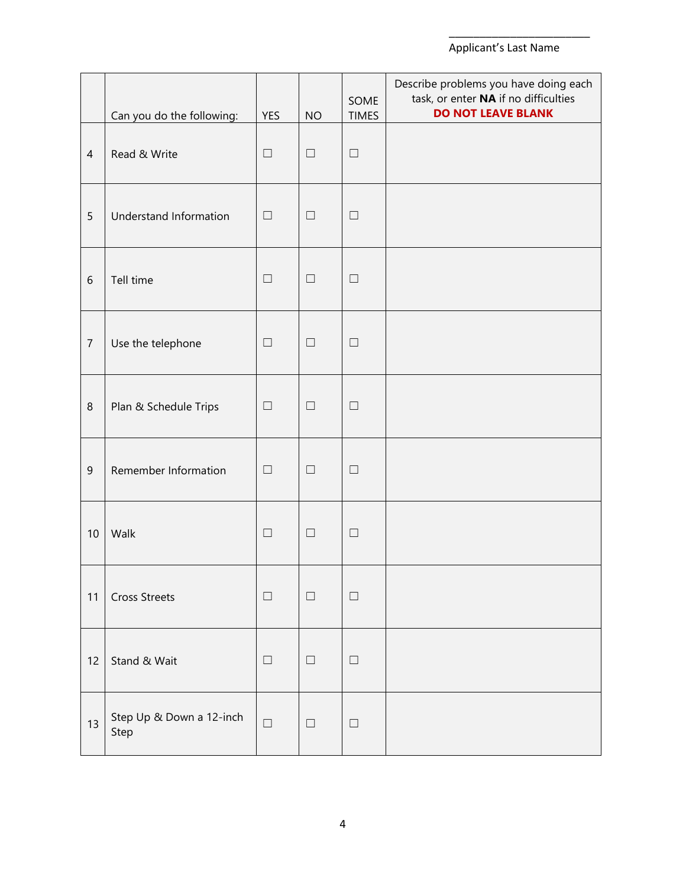\_\_\_\_\_\_\_\_\_\_\_\_\_\_\_\_\_\_\_\_\_\_\_\_\_\_
Applicant's Last Name

| | Can you do the following: | YES | NO | SOME TIMES | Describe problems you have doing each task, or enter **NA** if no difficulties **DO NOT LEAVE BLANK** |
|---|---|---|---|---|---|
| 4 | Read & Write | ☐ | ☐ | ☐ | |
| 5 | Understand Information | ☐ | ☐ | ☐ | |
| 6 | Tell time | ☐ | ☐ | ☐ | |
| 7 | Use the telephone | ☐ | ☐ | ☐ | |
| 8 | Plan & Schedule Trips | ☐ | ☐ | ☐ | |
| 9 | Remember Information | ☐ | ☐ | ☐ | |
| 10 | Walk | ☐ | ☐ | ☐ | |
| 11 | Cross Streets | ☐ | ☐ | ☐ | |
| 12 | Stand & Wait | ☐ | ☐ | ☐ | |
| 13 | Step Up & Down a 12-inch Step | ☐ | ☐ | ☐ | |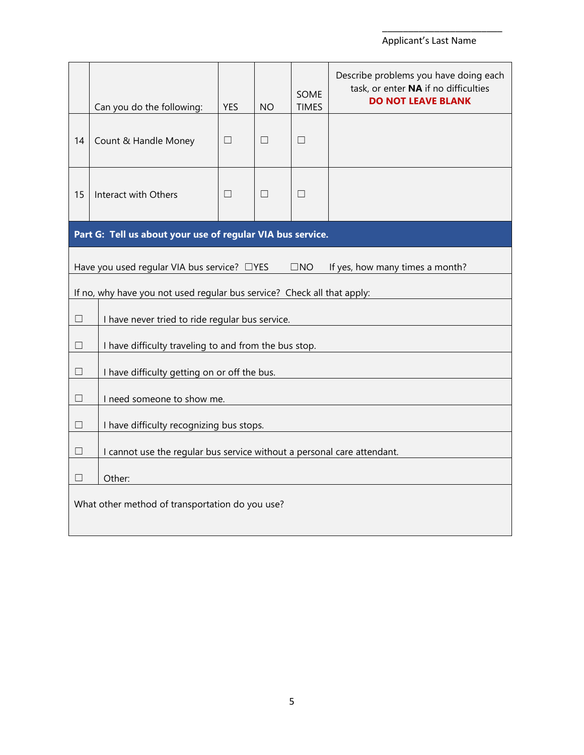\_\_\_\_\_\_\_\_\_\_\_\_\_\_\_\_\_\_\_\_\_\_\_\_\_\_

Applicant's Last Name

| | Can you do the following: | YES | NO | SOME TIMES | Describe problems you have doing each task, or enter **NA** if no difficulties **DO NOT LEAVE BLANK** |
|---|---|---|---|---|---|
| 14 | Count & Handle Money | ☐ | ☐ | ☐ | |
| 15 | Interact with Others | ☐ | ☐ | ☐ | |

## Part G: Tell us about your use of regular VIA bus service.

Have you used regular VIA bus service? ☐YES ☐NO If yes, how many times a month?

If no, why have you not used regular bus service? Check all that apply:

| | |
|---|---|
| ☐ | I have never tried to ride regular bus service. |
| ☐ | I have difficulty traveling to and from the bus stop. |
| ☐ | I have difficulty getting on or off the bus. |
| ☐ | I need someone to show me. |
| ☐ | I have difficulty recognizing bus stops. |
| ☐ | I cannot use the regular bus service without a personal care attendant. |
| ☐ | Other: |

What other method of transportation do you use?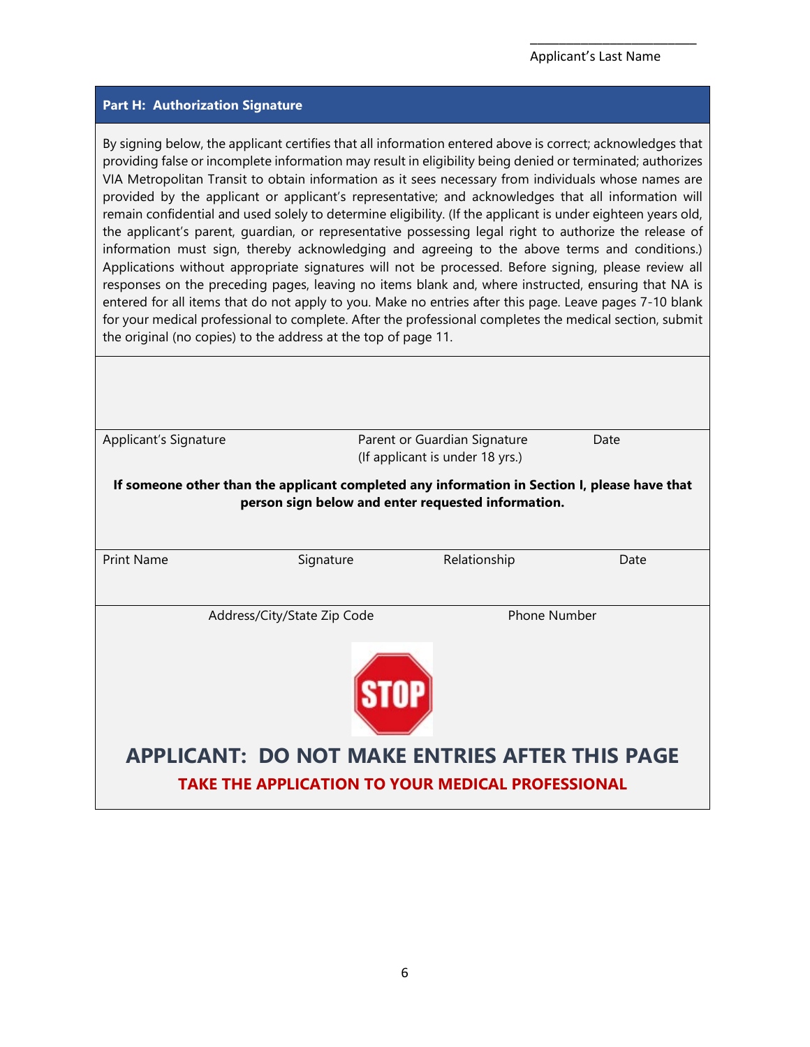Applicant's Last Name ______________________

## Part H: Authorization Signature

By signing below, the applicant certifies that all information entered above is correct; acknowledges that providing false or incomplete information may result in eligibility being denied or terminated; authorizes VIA Metropolitan Transit to obtain information as it sees necessary from individuals whose names are provided by the applicant or applicant's representative; and acknowledges that all information will remain confidential and used solely to determine eligibility. (If the applicant is under eighteen years old, the applicant's parent, guardian, or representative possessing legal right to authorize the release of information must sign, thereby acknowledging and agreeing to the above terms and conditions.) Applications without appropriate signatures will not be processed. Before signing, please review all responses on the preceding pages, leaving no items blank and, where instructed, ensuring that NA is entered for all items that do not apply to you. Make no entries after this page. Leave pages 7-10 blank for your medical professional to complete. After the professional completes the medical section, submit the original (no copies) to the address at the top of page 11.

| Applicant's Signature | Parent or Guardian Signature (If applicant is under 18 yrs.) | Date |
|---|---|---|
| | | |

**If someone other than the applicant completed any information in Section I, please have that person sign below and enter requested information.**

| Print Name | Signature | Relationship | Date |
|---|---|---|---|
| | | | |

| Address/City/State Zip Code | Phone Number |
|---|---|
| | |

STOP

## APPLICANT: DO NOT MAKE ENTRIES AFTER THIS PAGE

**TAKE THE APPLICATION TO YOUR MEDICAL PROFESSIONAL**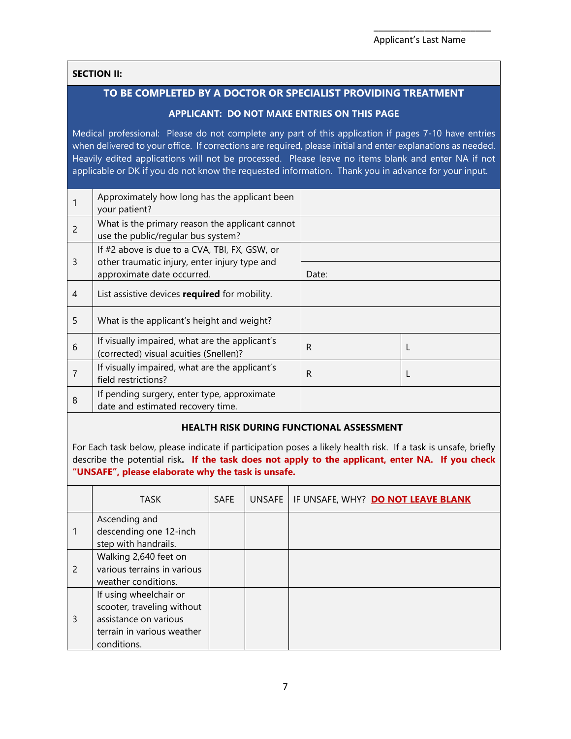\_\_\_\_\_\_\_\_\_\_\_\_\_\_\_\_\_\_\_\_\_\_\_\_\_\_

Applicant's Last Name

**SECTION II:**

## TO BE COMPLETED BY A DOCTOR OR SPECIALIST PROVIDING TREATMENT

**APPLICANT: DO NOT MAKE ENTRIES ON THIS PAGE**

Medical professional: Please do not complete any part of this application if pages 7-10 have entries when delivered to your office. If corrections are required, please initial and enter explanations as needed. Heavily edited applications will not be processed. Please leave no items blank and enter NA if not applicable or DK if you do not know the requested information. Thank you in advance for your input.

| | | | |
|---|---|---|---|
| 1 | Approximately how long has the applicant been your patient? | | |
| 2 | What is the primary reason the applicant cannot use the public/regular bus system? | | |
| 3 | If #2 above is due to a CVA, TBI, FX, GSW, or other traumatic injury, enter injury type and approximate date occurred. | Date: | |
| 4 | List assistive devices **required** for mobility. | | |
| 5 | What is the applicant's height and weight? | | |
| 6 | If visually impaired, what are the applicant's (corrected) visual acuities (Snellen)? | R | L |
| 7 | If visually impaired, what are the applicant's field restrictions? | R | L |
| 8 | If pending surgery, enter type, approximate date and estimated recovery time. | | |

### HEALTH RISK DURING FUNCTIONAL ASSESSMENT

For Each task below, please indicate if participation poses a likely health risk. If a task is unsafe, briefly describe the potential risk. **If the task does not apply to the applicant, enter NA. If you check "UNSAFE", please elaborate why the task is unsafe.**

| | TASK | SAFE | UNSAFE | IF UNSAFE, WHY? **DO NOT LEAVE BLANK** |
|---|---|---|---|---|
| 1 | Ascending and descending one 12-inch step with handrails. | | | |
| 2 | Walking 2,640 feet on various terrains in various weather conditions. | | | |
| 3 | If using wheelchair or scooter, traveling without assistance on various terrain in various weather conditions. | | | |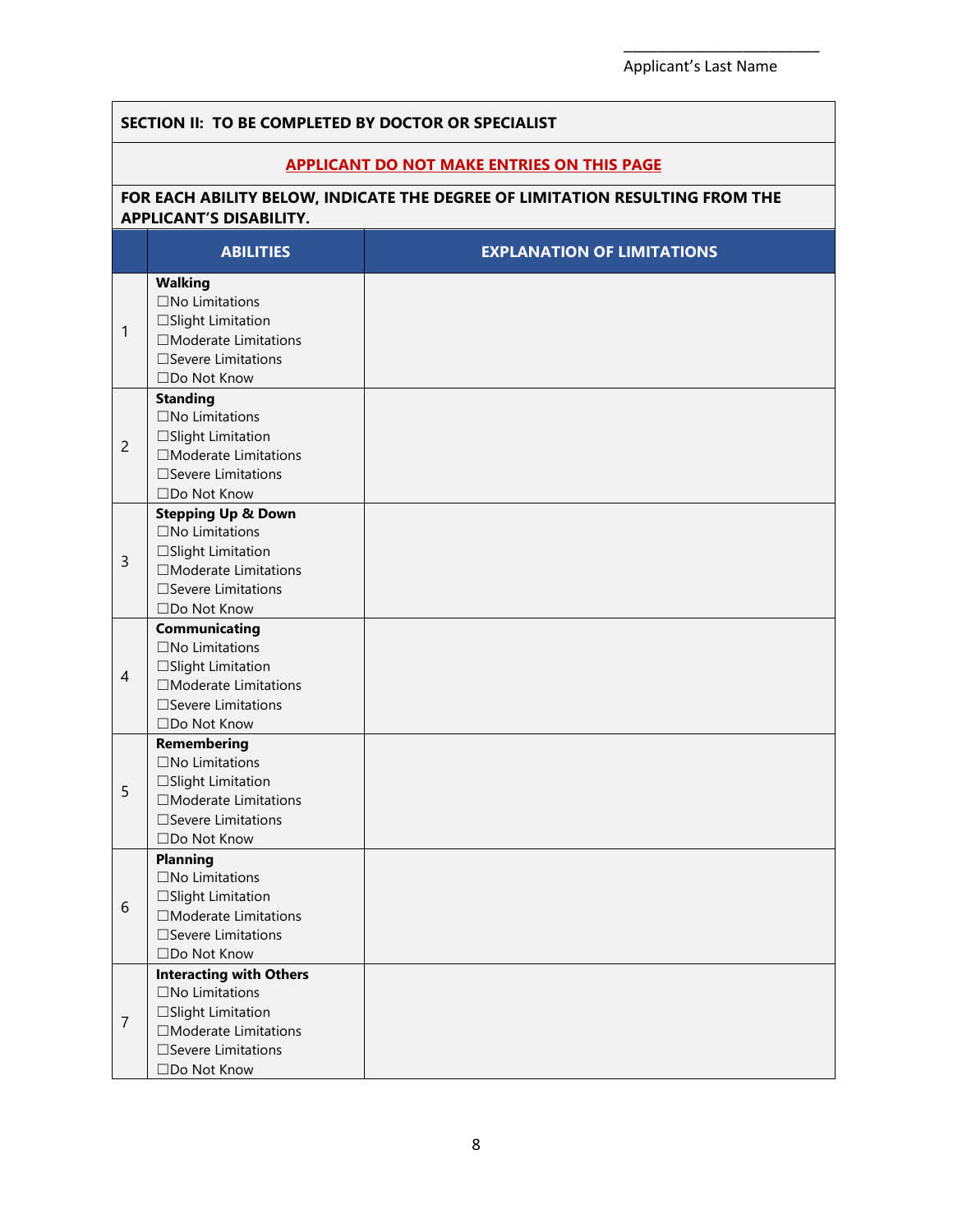_________________________
Applicant's Last Name

**SECTION II: TO BE COMPLETED BY DOCTOR OR SPECIALIST**

**APPLICANT DO NOT MAKE ENTRIES ON THIS PAGE**

**FOR EACH ABILITY BELOW, INDICATE THE DEGREE OF LIMITATION RESULTING FROM THE APPLICANT'S DISABILITY.**

| | ABILITIES | EXPLANATION OF LIMITATIONS |
|---|---|---|
| 1 | **Walking**<br>☐No Limitations<br>☐Slight Limitation<br>☐Moderate Limitations<br>☐Severe Limitations<br>☐Do Not Know | |
| 2 | **Standing**<br>☐No Limitations<br>☐Slight Limitation<br>☐Moderate Limitations<br>☐Severe Limitations<br>☐Do Not Know | |
| 3 | **Stepping Up & Down**<br>☐No Limitations<br>☐Slight Limitation<br>☐Moderate Limitations<br>☐Severe Limitations<br>☐Do Not Know | |
| 4 | **Communicating**<br>☐No Limitations<br>☐Slight Limitation<br>☐Moderate Limitations<br>☐Severe Limitations<br>☐Do Not Know | |
| 5 | **Remembering**<br>☐No Limitations<br>☐Slight Limitation<br>☐Moderate Limitations<br>☐Severe Limitations<br>☐Do Not Know | |
| 6 | **Planning**<br>☐No Limitations<br>☐Slight Limitation<br>☐Moderate Limitations<br>☐Severe Limitations<br>☐Do Not Know | |
| 7 | **Interacting with Others**<br>☐No Limitations<br>☐Slight Limitation<br>☐Moderate Limitations<br>☐Severe Limitations<br>☐Do Not Know | |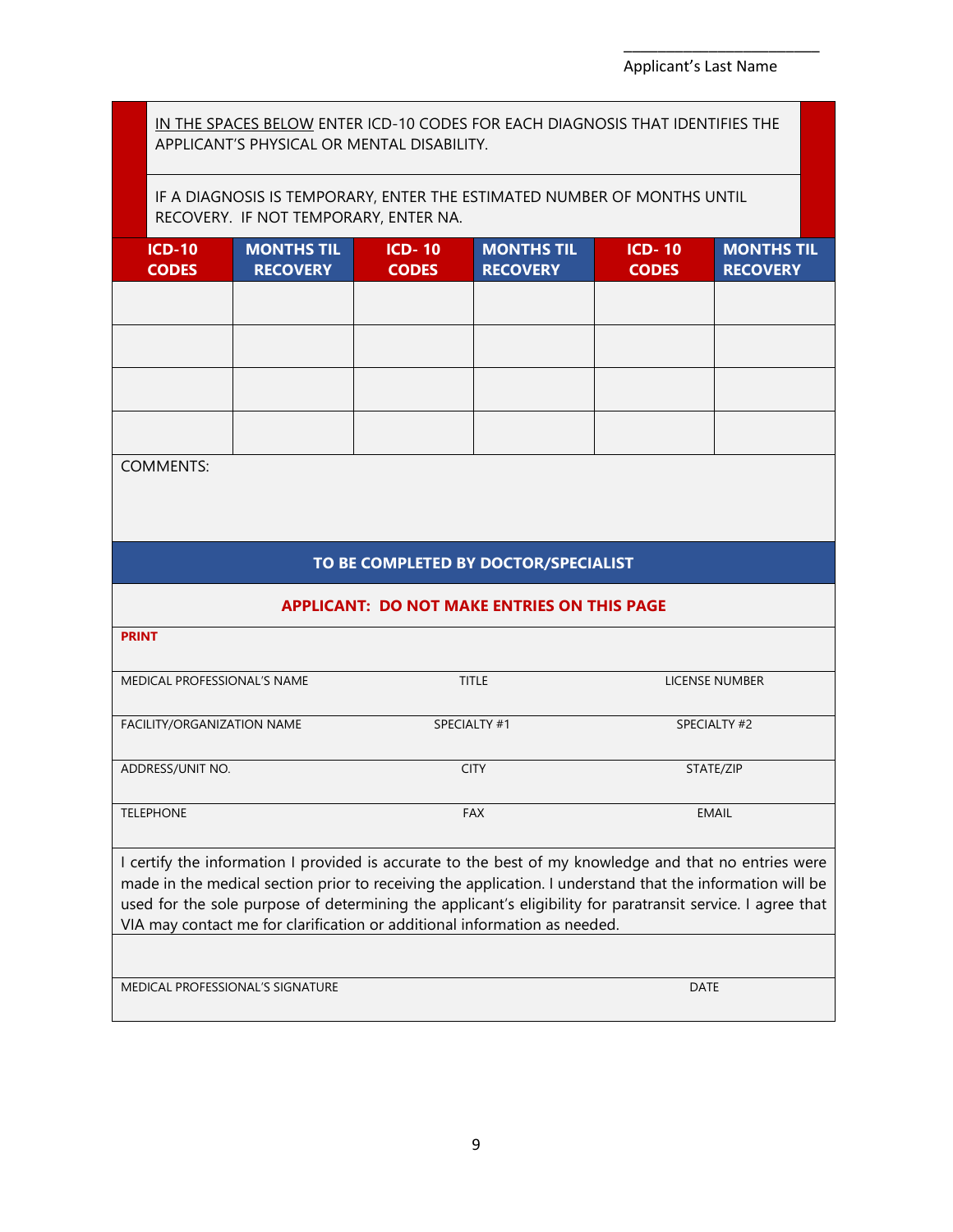\_\_\_\_\_\_\_\_\_\_\_\_\_\_\_\_\_\_\_\_\_\_\_\_\_\_

Applicant's Last Name

IN THE SPACES BELOW ENTER ICD-10 CODES FOR EACH DIAGNOSIS THAT IDENTIFIES THE APPLICANT'S PHYSICAL OR MENTAL DISABILITY.

IF A DIAGNOSIS IS TEMPORARY, ENTER THE ESTIMATED NUMBER OF MONTHS UNTIL RECOVERY. IF NOT TEMPORARY, ENTER NA.

| ICD-10 CODES | MONTHS TIL RECOVERY | ICD- 10 CODES | MONTHS TIL RECOVERY | ICD- 10 CODES | MONTHS TIL RECOVERY |
|---|---|---|---|---|---|
| | | | | | |
| | | | | | |
| | | | | | |
| | | | | | |

COMMENTS:

**TO BE COMPLETED BY DOCTOR/SPECIALIST**

**APPLICANT: DO NOT MAKE ENTRIES ON THIS PAGE**

**PRINT**

| | | |
|---|---|---|
| MEDICAL PROFESSIONAL'S NAME | TITLE | LICENSE NUMBER |
| FACILITY/ORGANIZATION NAME | SPECIALTY #1 | SPECIALTY #2 |
| ADDRESS/UNIT NO. | CITY | STATE/ZIP |
| TELEPHONE | FAX | EMAIL |

I certify the information I provided is accurate to the best of my knowledge and that no entries were made in the medical section prior to receiving the application. I understand that the information will be used for the sole purpose of determining the applicant's eligibility for paratransit service. I agree that VIA may contact me for clarification or additional information as needed.

| | |
|---|---|
| MEDICAL PROFESSIONAL'S SIGNATURE | DATE |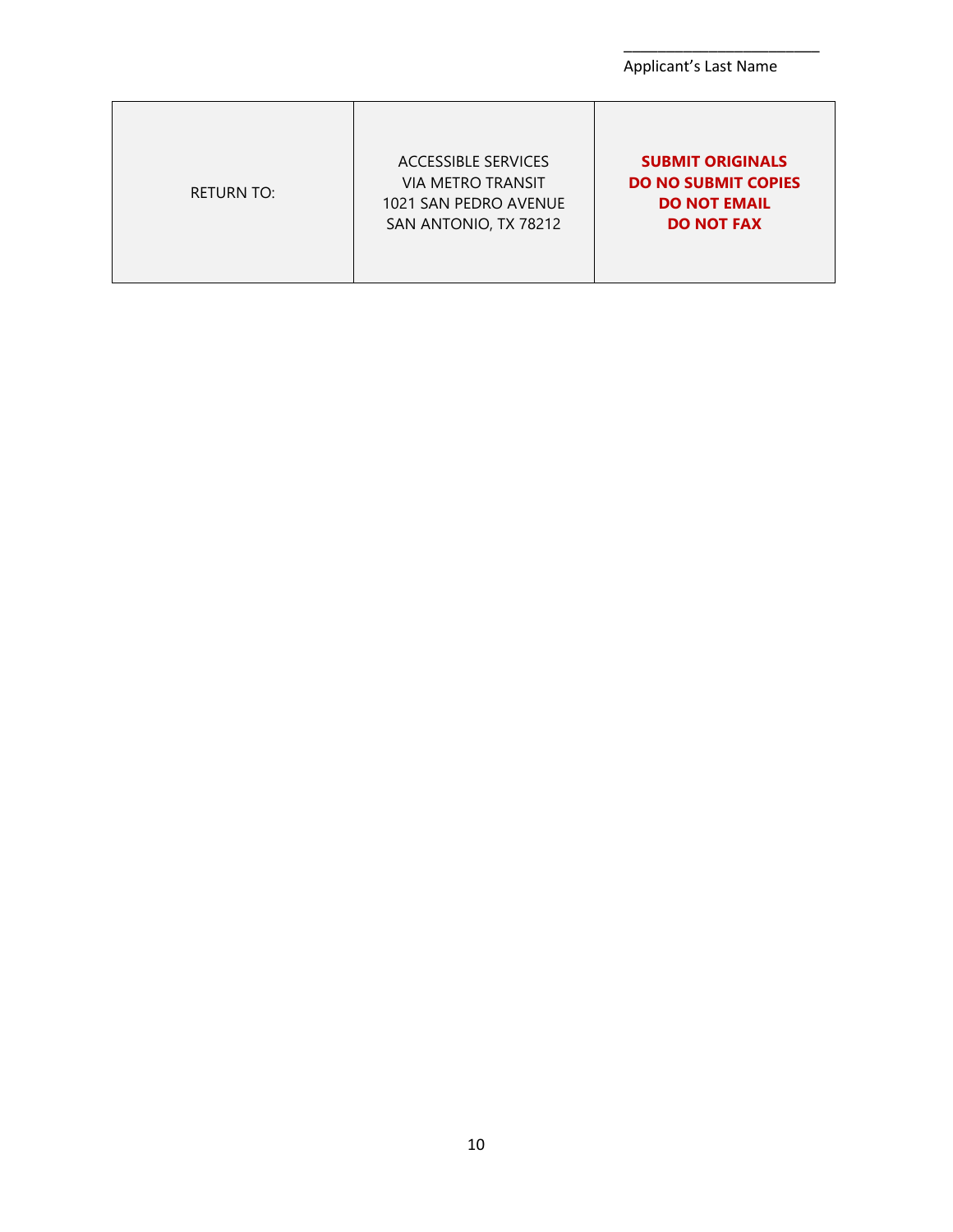_________________________

Applicant's Last Name

| | | |
|---|---|---|
| RETURN TO: | ACCESSIBLE SERVICES<br>VIA METRO TRANSIT<br>1021 SAN PEDRO AVENUE<br>SAN ANTONIO, TX 78212 | **SUBMIT ORIGINALS**<br>**DO NO SUBMIT COPIES**<br>**DO NOT EMAIL**<br>**DO NOT FAX** |